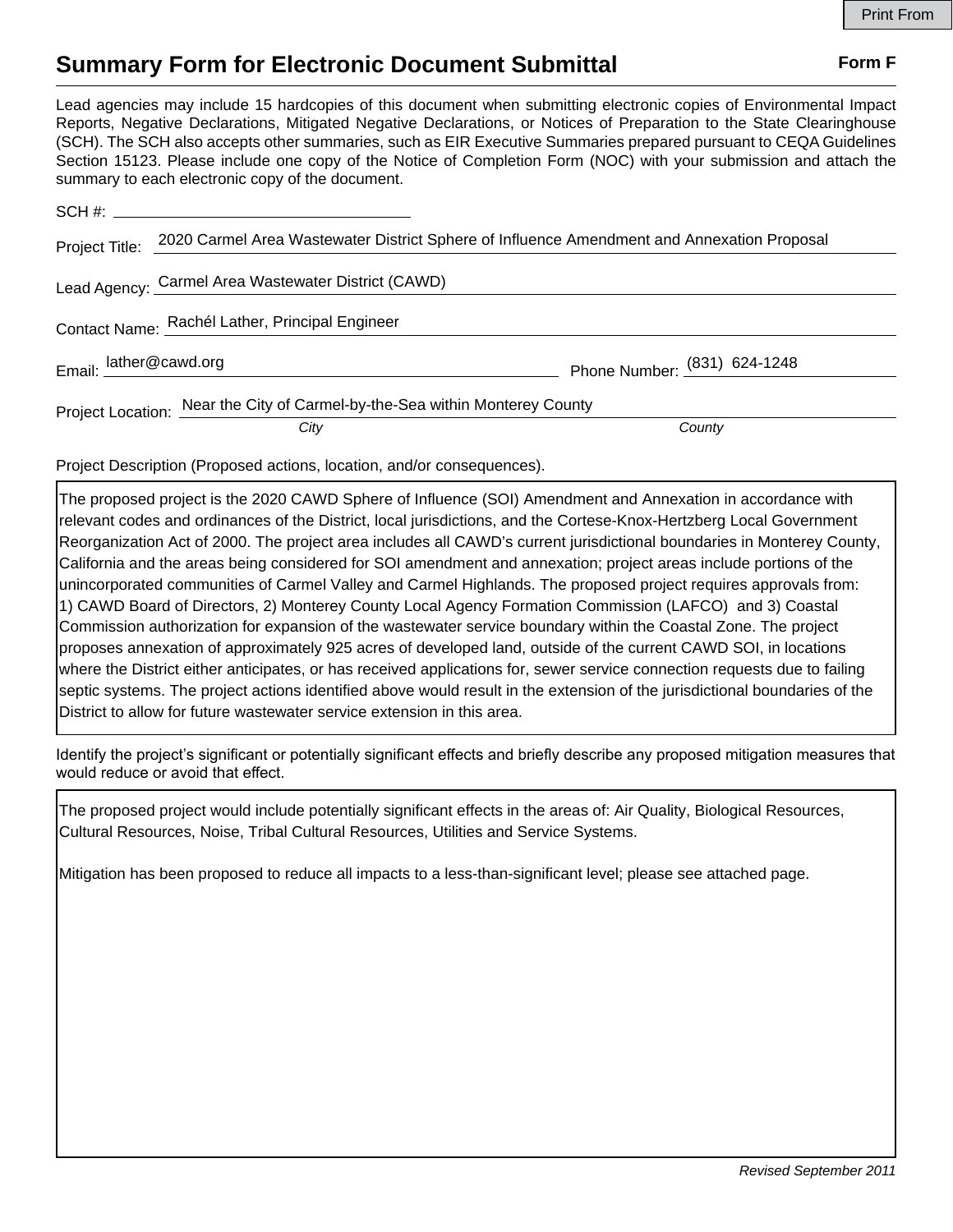Print From

# Summary Form for Electronic Document Submittal

**Form F**

Lead agencies may include 15 hardcopies of this document when submitting electronic copies of Environmental Impact Reports, Negative Declarations, Mitigated Negative Declarations, or Notices of Preparation to the State Clearinghouse (SCH). The SCH also accepts other summaries, such as EIR Executive Summaries prepared pursuant to CEQA Guidelines Section 15123. Please include one copy of the Notice of Completion Form (NOC) with your submission and attach the summary to each electronic copy of the document.

SCH #: ______________________

Project Title: 2020 Carmel Area Wastewater District Sphere of Influence Amendment and Annexation Proposal

Lead Agency: Carmel Area Wastewater District (CAWD)

Contact Name: Rachél Lather, Principal Engineer

Email: lather@cawd.org Phone Number: (831) 624-1248

Project Location: Near the City of Carmel-by-the-Sea within Monterey County

*City* *County*

Project Description (Proposed actions, location, and/or consequences).

The proposed project is the 2020 CAWD Sphere of Influence (SOI) Amendment and Annexation in accordance with relevant codes and ordinances of the District, local jurisdictions, and the Cortese-Knox-Hertzberg Local Government Reorganization Act of 2000. The project area includes all CAWD's current jurisdictional boundaries in Monterey County, California and the areas being considered for SOI amendment and annexation; project areas include portions of the unincorporated communities of Carmel Valley and Carmel Highlands. The proposed project requires approvals from: 1) CAWD Board of Directors, 2) Monterey County Local Agency Formation Commission (LAFCO) and 3) Coastal Commission authorization for expansion of the wastewater service boundary within the Coastal Zone. The project proposes annexation of approximately 925 acres of developed land, outside of the current CAWD SOI, in locations where the District either anticipates, or has received applications for, sewer service connection requests due to failing septic systems. The project actions identified above would result in the extension of the jurisdictional boundaries of the District to allow for future wastewater service extension in this area.

Identify the project's significant or potentially significant effects and briefly describe any proposed mitigation measures that would reduce or avoid that effect.

The proposed project would include potentially significant effects in the areas of: Air Quality, Biological Resources, Cultural Resources, Noise, Tribal Cultural Resources, Utilities and Service Systems.

Mitigation has been proposed to reduce all impacts to a less-than-significant level; please see attached page.

*Revised September 2011*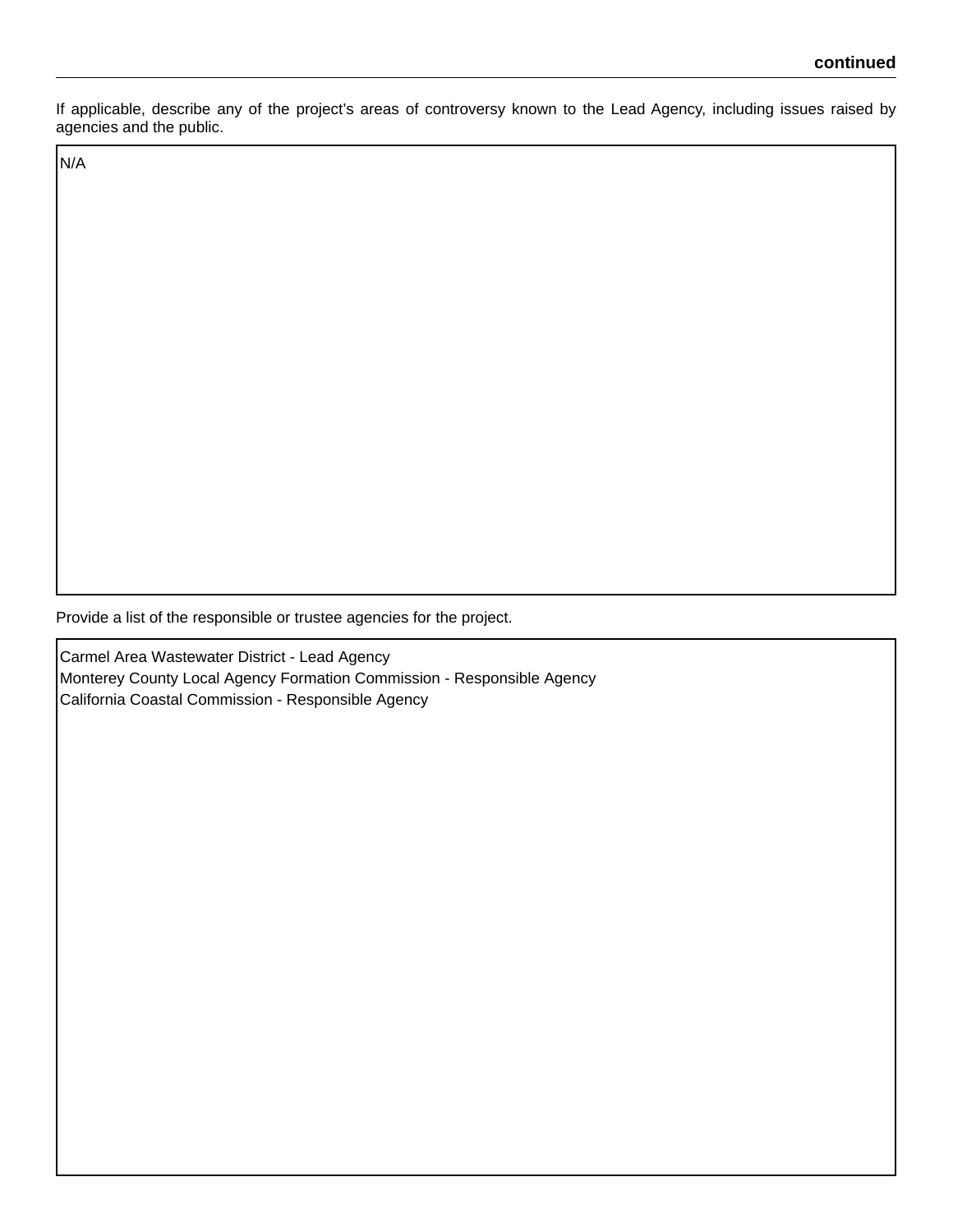**continued**

If applicable, describe any of the project's areas of controversy known to the Lead Agency, including issues raised by agencies and the public.

N/A

Provide a list of the responsible or trustee agencies for the project.

Carmel Area Wastewater District - Lead Agency
Monterey County Local Agency Formation Commission - Responsible Agency
California Coastal Commission - Responsible Agency